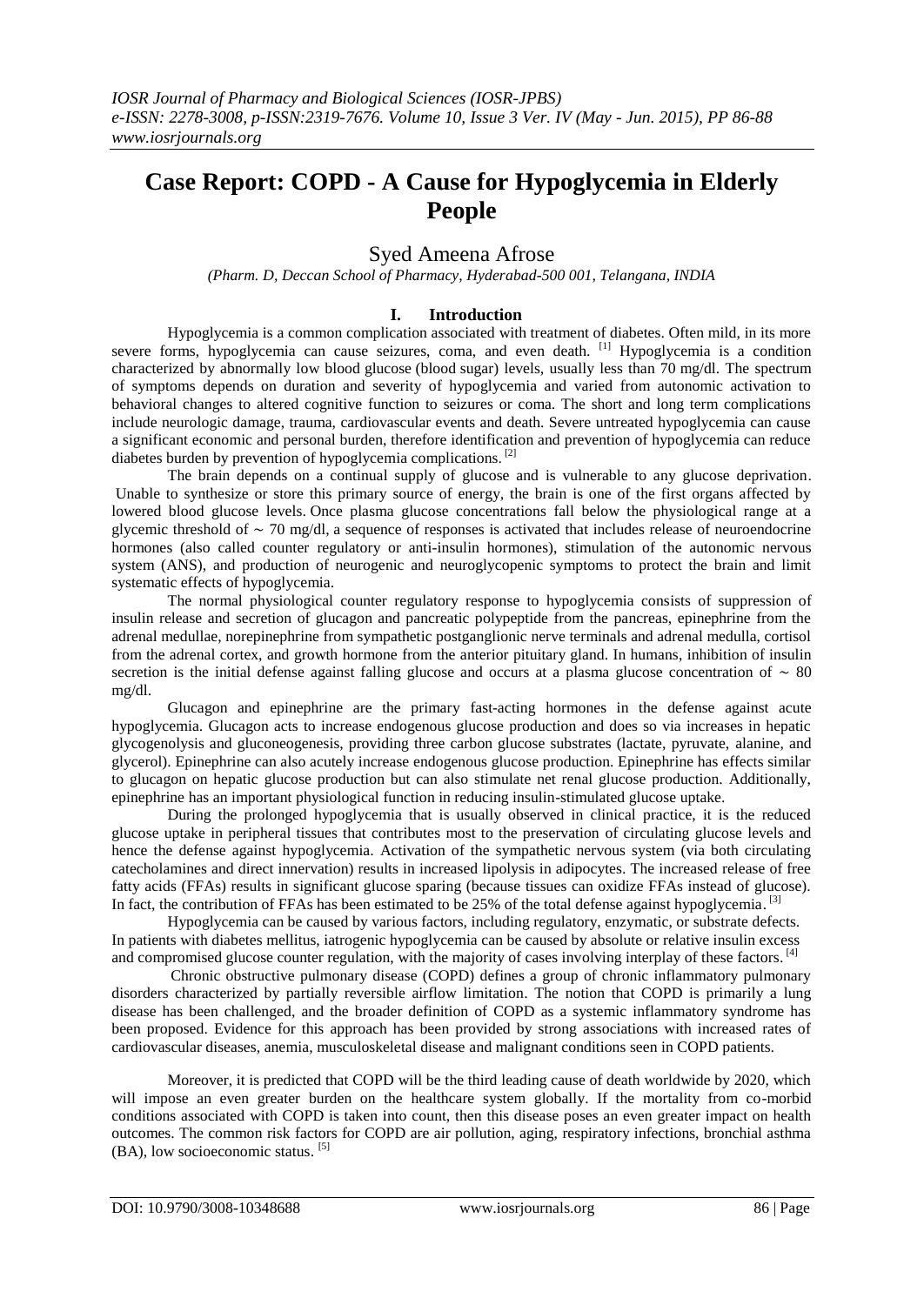# Case Report: COPD - A Cause for Hypoglycemia in Elderly People

Syed Ameena Afrose

*(Pharm. D, Deccan School of Pharmacy, Hyderabad-500 001, Telangana, INDIA*

## I. Introduction

Hypoglycemia is a common complication associated with treatment of diabetes. Often mild, in its more severe forms, hypoglycemia can cause seizures, coma, and even death. [1] Hypoglycemia is a condition characterized by abnormally low blood glucose (blood sugar) levels, usually less than 70 mg/dl. The spectrum of symptoms depends on duration and severity of hypoglycemia and varied from autonomic activation to behavioral changes to altered cognitive function to seizures or coma. The short and long term complications include neurologic damage, trauma, cardiovascular events and death. Severe untreated hypoglycemia can cause a significant economic and personal burden, therefore identification and prevention of hypoglycemia can reduce diabetes burden by prevention of hypoglycemia complications. [2]

The brain depends on a continual supply of glucose and is vulnerable to any glucose deprivation. Unable to synthesize or store this primary source of energy, the brain is one of the first organs affected by lowered blood glucose levels. Once plasma glucose concentrations fall below the physiological range at a glycemic threshold of ∼ 70 mg/dl, a sequence of responses is activated that includes release of neuroendocrine hormones (also called counter regulatory or anti-insulin hormones), stimulation of the autonomic nervous system (ANS), and production of neurogenic and neuroglycopenic symptoms to protect the brain and limit systematic effects of hypoglycemia.

The normal physiological counter regulatory response to hypoglycemia consists of suppression of insulin release and secretion of glucagon and pancreatic polypeptide from the pancreas, epinephrine from the adrenal medullae, norepinephrine from sympathetic postganglionic nerve terminals and adrenal medulla, cortisol from the adrenal cortex, and growth hormone from the anterior pituitary gland. In humans, inhibition of insulin secretion is the initial defense against falling glucose and occurs at a plasma glucose concentration of ∼ 80 mg/dl.

Glucagon and epinephrine are the primary fast-acting hormones in the defense against acute hypoglycemia. Glucagon acts to increase endogenous glucose production and does so via increases in hepatic glycogenolysis and gluconeogenesis, providing three carbon glucose substrates (lactate, pyruvate, alanine, and glycerol). Epinephrine can also acutely increase endogenous glucose production. Epinephrine has effects similar to glucagon on hepatic glucose production but can also stimulate net renal glucose production. Additionally, epinephrine has an important physiological function in reducing insulin-stimulated glucose uptake.

During the prolonged hypoglycemia that is usually observed in clinical practice, it is the reduced glucose uptake in peripheral tissues that contributes most to the preservation of circulating glucose levels and hence the defense against hypoglycemia. Activation of the sympathetic nervous system (via both circulating catecholamines and direct innervation) results in increased lipolysis in adipocytes. The increased release of free fatty acids (FFAs) results in significant glucose sparing (because tissues can oxidize FFAs instead of glucose). In fact, the contribution of FFAs has been estimated to be 25% of the total defense against hypoglycemia. [3]

Hypoglycemia can be caused by various factors, including regulatory, enzymatic, or substrate defects. In patients with diabetes mellitus, iatrogenic hypoglycemia can be caused by absolute or relative insulin excess and compromised glucose counter regulation, with the majority of cases involving interplay of these factors. [4]

Chronic obstructive pulmonary disease (COPD) defines a group of chronic inflammatory pulmonary disorders characterized by partially reversible airflow limitation. The notion that COPD is primarily a lung disease has been challenged, and the broader definition of COPD as a systemic inflammatory syndrome has been proposed. Evidence for this approach has been provided by strong associations with increased rates of cardiovascular diseases, anemia, musculoskeletal disease and malignant conditions seen in COPD patients.

Moreover, it is predicted that COPD will be the third leading cause of death worldwide by 2020, which will impose an even greater burden on the healthcare system globally. If the mortality from co-morbid conditions associated with COPD is taken into count, then this disease poses an even greater impact on health outcomes. The common risk factors for COPD are air pollution, aging, respiratory infections, bronchial asthma (BA), low socioeconomic status. [5]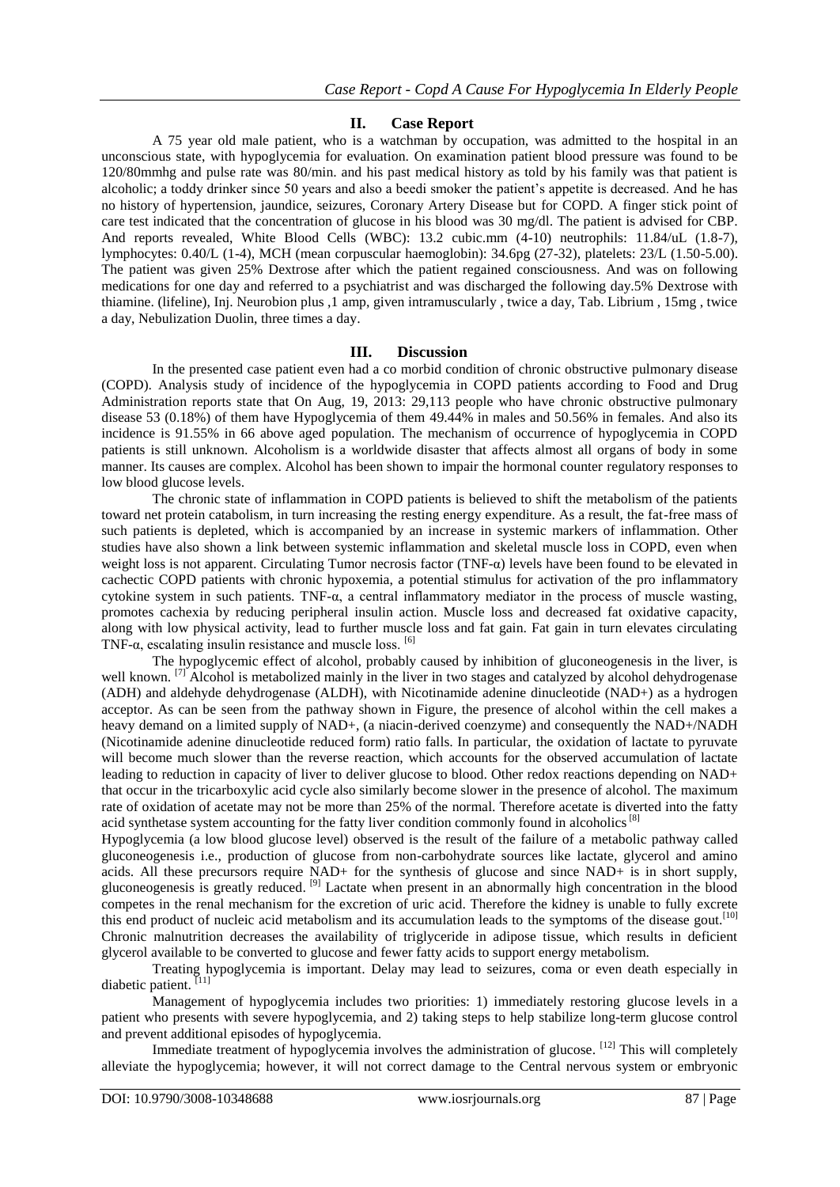## II. Case Report

A 75 year old male patient, who is a watchman by occupation, was admitted to the hospital in an unconscious state, with hypoglycemia for evaluation. On examination patient blood pressure was found to be 120/80mmhg and pulse rate was 80/min. and his past medical history as told by his family was that patient is alcoholic; a toddy drinker since 50 years and also a beedi smoker the patient's appetite is decreased. And he has no history of hypertension, jaundice, seizures, Coronary Artery Disease but for COPD. A finger stick point of care test indicated that the concentration of glucose in his blood was 30 mg/dl. The patient is advised for CBP. And reports revealed, White Blood Cells (WBC): 13.2 cubic.mm (4-10) neutrophils: 11.84/uL (1.8-7), lymphocytes: 0.40/L (1-4), MCH (mean corpuscular haemoglobin): 34.6pg (27-32), platelets: 23/L (1.50-5.00). The patient was given 25% Dextrose after which the patient regained consciousness. And was on following medications for one day and referred to a psychiatrist and was discharged the following day.5% Dextrose with thiamine. (lifeline), Inj. Neurobion plus ,1 amp, given intramuscularly , twice a day, Tab. Librium , 15mg , twice a day, Nebulization Duolin, three times a day.

## III. Discussion

In the presented case patient even had a co morbid condition of chronic obstructive pulmonary disease (COPD). Analysis study of incidence of the hypoglycemia in COPD patients according to Food and Drug Administration reports state that On Aug, 19, 2013: 29,113 people who have chronic obstructive pulmonary disease 53 (0.18%) of them have Hypoglycemia of them 49.44% in males and 50.56% in females. And also its incidence is 91.55% in 66 above aged population. The mechanism of occurrence of hypoglycemia in COPD patients is still unknown. Alcoholism is a worldwide disaster that affects almost all organs of body in some manner. Its causes are complex. Alcohol has been shown to impair the hormonal counter regulatory responses to low blood glucose levels.

The chronic state of inflammation in COPD patients is believed to shift the metabolism of the patients toward net protein catabolism, in turn increasing the resting energy expenditure. As a result, the fat-free mass of such patients is depleted, which is accompanied by an increase in systemic markers of inflammation. Other studies have also shown a link between systemic inflammation and skeletal muscle loss in COPD, even when weight loss is not apparent. Circulating Tumor necrosis factor (TNF-α) levels have been found to be elevated in cachectic COPD patients with chronic hypoxemia, a potential stimulus for activation of the pro inflammatory cytokine system in such patients. TNF-α, a central inflammatory mediator in the process of muscle wasting, promotes cachexia by reducing peripheral insulin action. Muscle loss and decreased fat oxidative capacity, along with low physical activity, lead to further muscle loss and fat gain. Fat gain in turn elevates circulating TNF-α, escalating insulin resistance and muscle loss. [6]

The hypoglycemic effect of alcohol, probably caused by inhibition of gluconeogenesis in the liver, is well known. [7] Alcohol is metabolized mainly in the liver in two stages and catalyzed by alcohol dehydrogenase (ADH) and aldehyde dehydrogenase (ALDH), with Nicotinamide adenine dinucleotide ($NAD^+$) as a hydrogen acceptor. As can be seen from the pathway shown in Figure, the presence of alcohol within the cell makes a heavy demand on a limited supply of $NAD^+$, (a niacin-derived coenzyme) and consequently the $NAD^+$/NADH (Nicotinamide adenine dinucleotide reduced form) ratio falls. In particular, the oxidation of lactate to pyruvate will become much slower than the reverse reaction, which accounts for the observed accumulation of lactate leading to reduction in capacity of liver to deliver glucose to blood. Other redox reactions depending on $NAD^+$ that occur in the tricarboxylic acid cycle also similarly become slower in the presence of alcohol. The maximum rate of oxidation of acetate may not be more than 25% of the normal. Therefore acetate is diverted into the fatty acid synthetase system accounting for the fatty liver condition commonly found in alcoholics [8]

Hypoglycemia (a low blood glucose level) observed is the result of the failure of a metabolic pathway called gluconeogenesis i.e., production of glucose from non-carbohydrate sources like lactate, glycerol and amino acids. All these precursors require $NAD^+$ for the synthesis of glucose and since $NAD^+$ is in short supply, gluconeogenesis is greatly reduced. [9] Lactate when present in an abnormally high concentration in the blood competes in the renal mechanism for the excretion of uric acid. Therefore the kidney is unable to fully excrete this end product of nucleic acid metabolism and its accumulation leads to the symptoms of the disease gout.[10] Chronic malnutrition decreases the availability of triglyceride in adipose tissue, which results in deficient glycerol available to be converted to glucose and fewer fatty acids to support energy metabolism.

Treating hypoglycemia is important. Delay may lead to seizures, coma or even death especially in diabetic patient. [11]

Management of hypoglycemia includes two priorities: 1) immediately restoring glucose levels in a patient who presents with severe hypoglycemia, and 2) taking steps to help stabilize long-term glucose control and prevent additional episodes of hypoglycemia.

Immediate treatment of hypoglycemia involves the administration of glucose. [12] This will completely alleviate the hypoglycemia; however, it will not correct damage to the Central nervous system or embryonic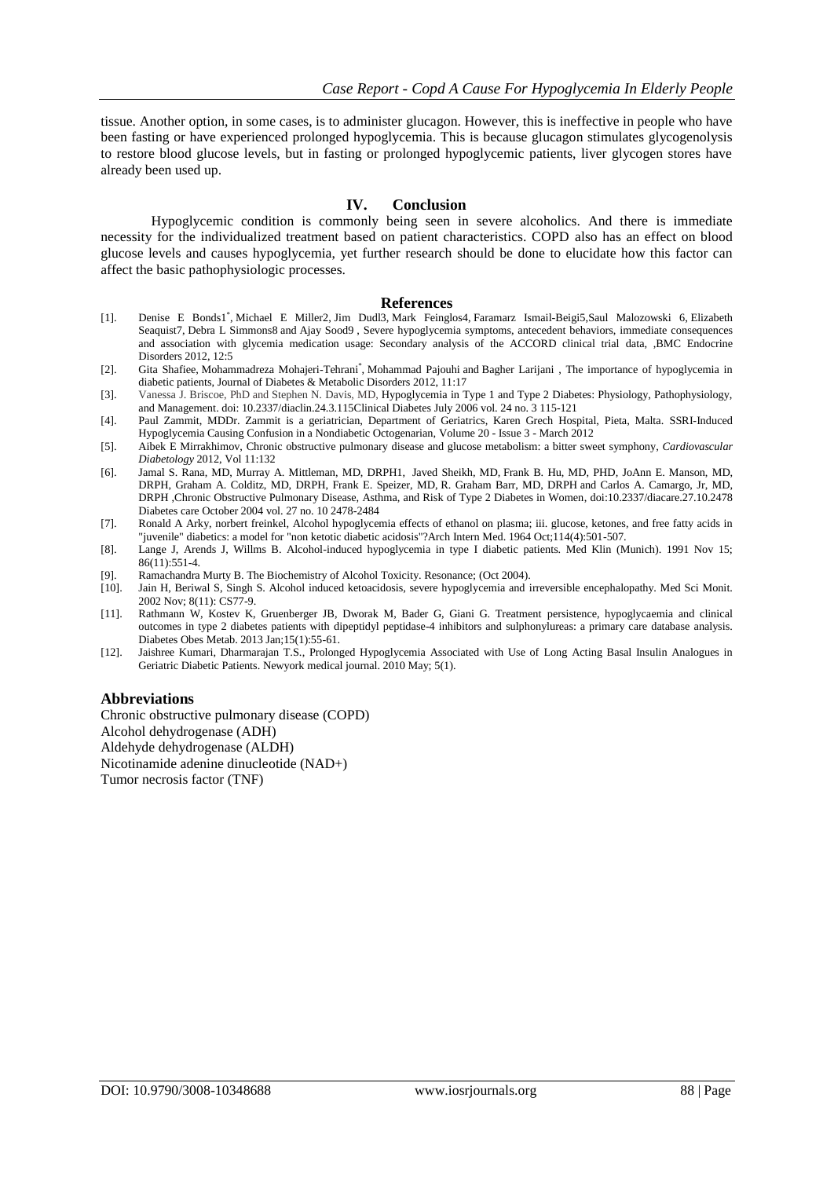tissue. Another option, in some cases, is to administer glucagon. However, this is ineffective in people who have been fasting or have experienced prolonged hypoglycemia. This is because glucagon stimulates glycogenolysis to restore blood glucose levels, but in fasting or prolonged hypoglycemic patients, liver glycogen stores have already been used up.

## IV. Conclusion

Hypoglycemic condition is commonly being seen in severe alcoholics. And there is immediate necessity for the individualized treatment based on patient characteristics. COPD also has an effect on blood glucose levels and causes hypoglycemia, yet further research should be done to elucidate how this factor can affect the basic pathophysiologic processes.

## References

[1]. Denise E Bonds1*, Michael E Miller2, Jim Dudl3, Mark Feinglos4, Faramarz Ismail-Beigi5, Saul Malozowski 6, Elizabeth Seaquist7, Debra L Simmons8 and Ajay Sood9 , Severe hypoglycemia symptoms, antecedent behaviors, immediate consequences and association with glycemia medication usage: Secondary analysis of the ACCORD clinical trial data, ,BMC Endocrine Disorders 2012, 12:5

[2]. Gita Shafiee, Mohammadreza Mohajeri-Tehrani*, Mohammad Pajouhi and Bagher Larijani , The importance of hypoglycemia in diabetic patients, Journal of Diabetes & Metabolic Disorders 2012, 11:17

[3]. Vanessa J. Briscoe, PhD and Stephen N. Davis, MD, Hypoglycemia in Type 1 and Type 2 Diabetes: Physiology, Pathophysiology, and Management. doi: 10.2337/diaclin.24.3.115Clinical Diabetes July 2006 vol. 24 no. 3 115-121

[4]. Paul Zammit, MDDr. Zammit is a geriatrician, Department of Geriatrics, Karen Grech Hospital, Pieta, Malta. SSRI-Induced Hypoglycemia Causing Confusion in a Nondiabetic Octogenarian, Volume 20 - Issue 3 - March 2012

[5]. Aibek E Mirrakhimov, Chronic obstructive pulmonary disease and glucose metabolism: a bitter sweet symphony, *Cardiovascular Diabetology* 2012, Vol 11:132

[6]. Jamal S. Rana, MD, Murray A. Mittleman, MD, DRPH1, Javed Sheikh, MD, Frank B. Hu, MD, PHD, JoAnn E. Manson, MD, DRPH, Graham A. Colditz, MD, DRPH, Frank E. Speizer, MD, R. Graham Barr, MD, DRPH and Carlos A. Camargo, Jr, MD, DRPH ,Chronic Obstructive Pulmonary Disease, Asthma, and Risk of Type 2 Diabetes in Women, doi:10.2337/diacare.27.10.2478 Diabetes care October 2004 vol. 27 no. 10 2478-2484

[7]. Ronald A Arky, norbert freinkel, Alcohol hypoglycemia effects of ethanol on plasma; iii. glucose, ketones, and free fatty acids in "juvenile" diabetics: a model for "non ketotic diabetic acidosis"?Arch Intern Med. 1964 Oct;114(4):501-507.

[8]. Lange J, Arends J, Willms B. Alcohol-induced hypoglycemia in type I diabetic patients. Med Klin (Munich). 1991 Nov 15; 86(11):551-4.

[9]. Ramachandra Murty B. The Biochemistry of Alcohol Toxicity. Resonance; (Oct 2004).

[10]. Jain H, Beriwal S, Singh S. Alcohol induced ketoacidosis, severe hypoglycemia and irreversible encephalopathy. Med Sci Monit. 2002 Nov; 8(11): CS77-9.

[11]. Rathmann W, Kostev K, Gruenberger JB, Dworak M, Bader G, Giani G. Treatment persistence, hypoglycaemia and clinical outcomes in type 2 diabetes patients with dipeptidyl peptidase-4 inhibitors and sulphonylureas: a primary care database analysis. Diabetes Obes Metab. 2013 Jan;15(1):55-61.

[12]. Jaishree Kumari, Dharmarajan T.S., Prolonged Hypoglycemia Associated with Use of Long Acting Basal Insulin Analogues in Geriatric Diabetic Patients. Newyork medical journal. 2010 May; 5(1).

## Abbreviations

Chronic obstructive pulmonary disease (COPD)
Alcohol dehydrogenase (ADH)
Aldehyde dehydrogenase (ALDH)
Nicotinamide adenine dinucleotide ($NAD^+$)
Tumor necrosis factor (TNF)